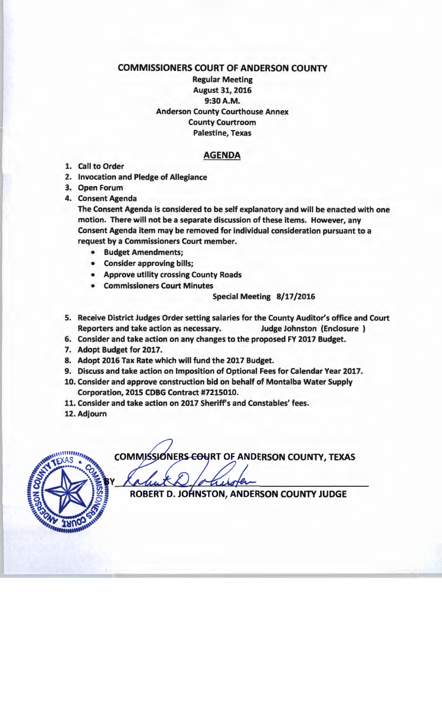# COMMISSIONERS COURT OF ANDERSON COUNTY

**Regular Meeting**
**August 31, 2016**
**9:30 A.M.**
**Anderson County Courthouse Annex**
**County Courtroom**
**Palestine, Texas**

## AGENDA

1. **Call to Order**
2. **Invocation and Pledge of Allegiance**
3. **Open Forum**
4. **Consent Agenda**
   **The Consent Agenda is considered to be self explanatory and will be enacted with one motion. There will not be a separate discussion of these items. However, any Consent Agenda item may be removed for individual consideration pursuant to a request by a Commissioners Court member.**
   - **Budget Amendments;**
   - **Consider approving bills;**
   - **Approve utility crossing County Roads**
   - **Commissioners Court Minutes**

     **Special Meeting 8/17/2016**
5. **Receive District Judges Order setting salaries for the County Auditor's office and Court Reporters and take action as necessary.** **Judge Johnston (Enclosure )**
6. **Consider and take action on any changes to the proposed FY 2017 Budget.**
7. **Adopt Budget for 2017.**
8. **Adopt 2016 Tax Rate which will fund the 2017 Budget.**
9. **Discuss and take action on Imposition of Optional Fees for Calendar Year 2017.**
10. **Consider and approve construction bid on behalf of Montalba Water Supply Corporation, 2015 CDBG Contract #7215010.**
11. **Consider and take action on 2017 Sheriff's and Constables' fees.**
12. **Adjourn**

**COMMISSIONERS COURT OF ANDERSON COUNTY, TEXAS**

**BY** Robert D. Johnston

**ROBERT D. JOHNSTON, ANDERSON COUNTY JUDGE**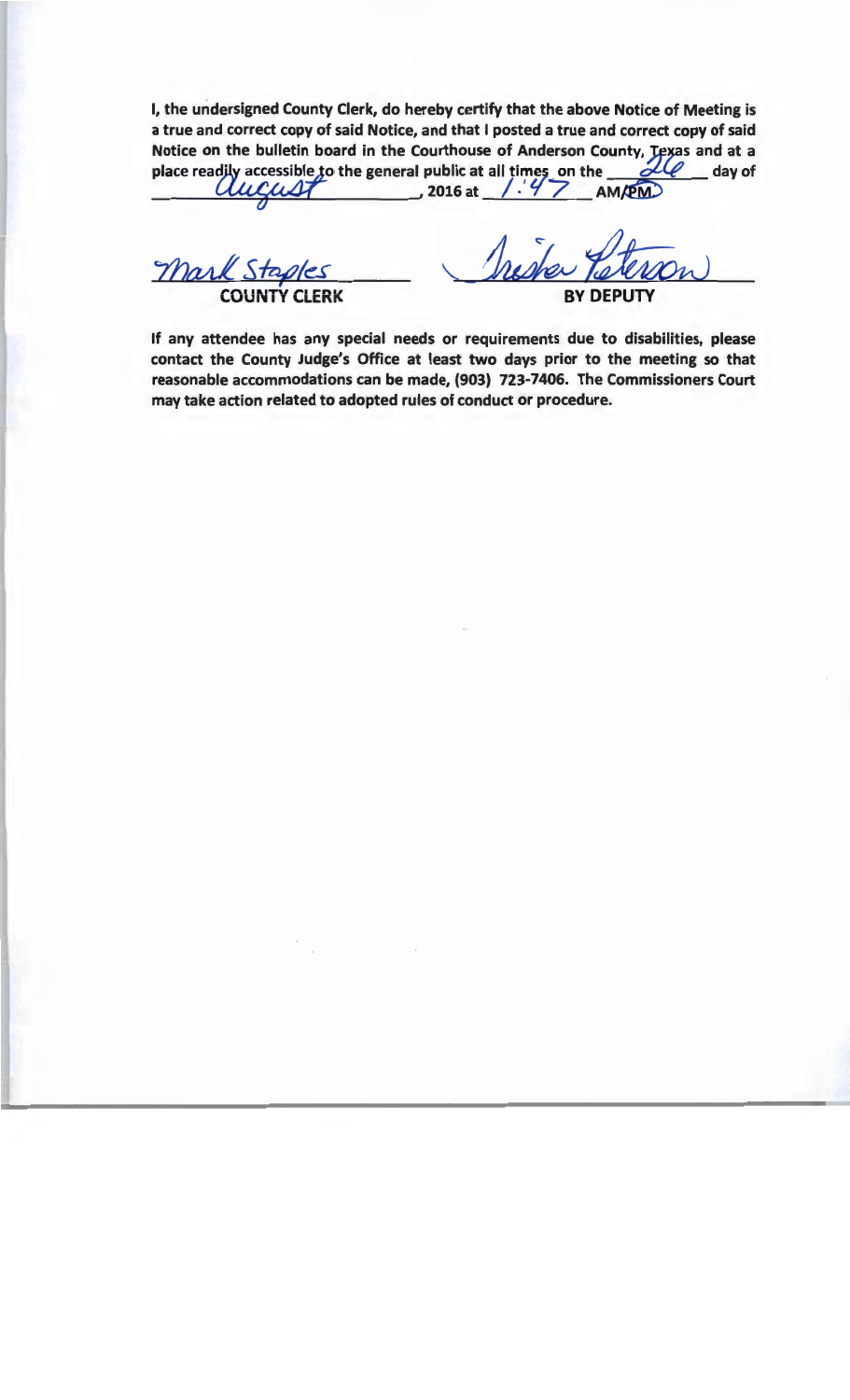**I, the undersigned County Clerk, do hereby certify that the above Notice of Meeting is a true and correct copy of said Notice, and that I posted a true and correct copy of said Notice on the bulletin board in the Courthouse of Anderson County, Texas and at a place readily accessible to the general public at all times on the** 26 **day of** August**, 2016 at** 1:47 **AM/PM**

Mark Staples
**COUNTY CLERK**

Trisha Peterson
**BY DEPUTY**

**If any attendee has any special needs or requirements due to disabilities, please contact the County Judge's Office at least two days prior to the meeting so that reasonable accommodations can be made, (903) 723-7406. The Commissioners Court may take action related to adopted rules of conduct or procedure.**